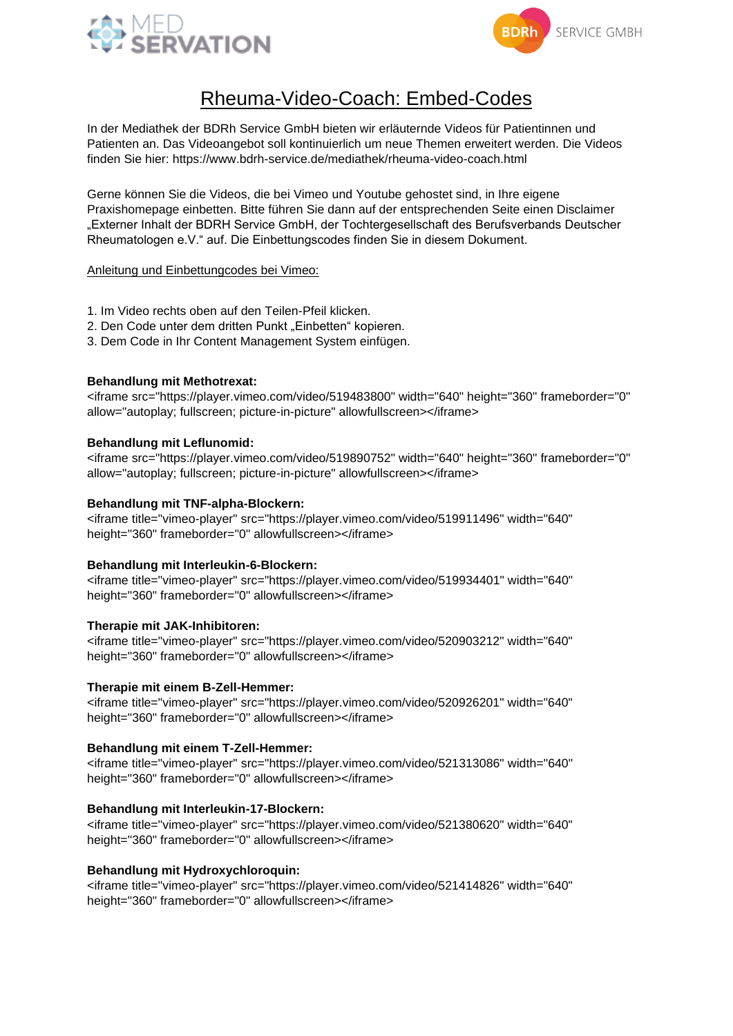# Rheuma-Video-Coach: Embed-Codes

In der Mediathek der BDRh Service GmbH bieten wir erläuternde Videos für Patientinnen und Patienten an. Das Videoangebot soll kontinuierlich um neue Themen erweitert werden. Die Videos finden Sie hier: https://www.bdrh-service.de/mediathek/rheuma-video-coach.html

Gerne können Sie die Videos, die bei Vimeo und Youtube gehostet sind, in Ihre eigene Praxishomepage einbetten. Bitte führen Sie dann auf der entsprechenden Seite einen Disclaimer „Externer Inhalt der BDRH Service GmbH, der Tochtergesellschaft des Berufsverbands Deutscher Rheumatologen e.V.“ auf. Die Einbettungscodes finden Sie in diesem Dokument.

Anleitung und Einbettungcodes bei Vimeo:

1. Im Video rechts oben auf den Teilen-Pfeil klicken.
2. Den Code unter dem dritten Punkt „Einbetten“ kopieren.
3. Dem Code in Ihr Content Management System einfügen.

**Behandlung mit Methotrexat:**
<iframe src="https://player.vimeo.com/video/519483800" width="640" height="360" frameborder="0" allow="autoplay; fullscreen; picture-in-picture" allowfullscreen></iframe>

**Behandlung mit Leflunomid:**
<iframe src="https://player.vimeo.com/video/519890752" width="640" height="360" frameborder="0" allow="autoplay; fullscreen; picture-in-picture" allowfullscreen></iframe>

**Behandlung mit TNF-alpha-Blockern:**
<iframe title="vimeo-player" src="https://player.vimeo.com/video/519911496" width="640" height="360" frameborder="0" allowfullscreen></iframe>

**Behandlung mit Interleukin-6-Blockern:**
<iframe title="vimeo-player" src="https://player.vimeo.com/video/519934401" width="640" height="360" frameborder="0" allowfullscreen></iframe>

**Therapie mit JAK-Inhibitoren:**
<iframe title="vimeo-player" src="https://player.vimeo.com/video/520903212" width="640" height="360" frameborder="0" allowfullscreen></iframe>

**Therapie mit einem B-Zell-Hemmer:**
<iframe title="vimeo-player" src="https://player.vimeo.com/video/520926201" width="640" height="360" frameborder="0" allowfullscreen></iframe>

**Behandlung mit einem T-Zell-Hemmer:**
<iframe title="vimeo-player" src="https://player.vimeo.com/video/521313086" width="640" height="360" frameborder="0" allowfullscreen></iframe>

**Behandlung mit Interleukin-17-Blockern:**
<iframe title="vimeo-player" src="https://player.vimeo.com/video/521380620" width="640" height="360" frameborder="0" allowfullscreen></iframe>

**Behandlung mit Hydroxychloroquin:**
<iframe title="vimeo-player" src="https://player.vimeo.com/video/521414826" width="640" height="360" frameborder="0" allowfullscreen></iframe>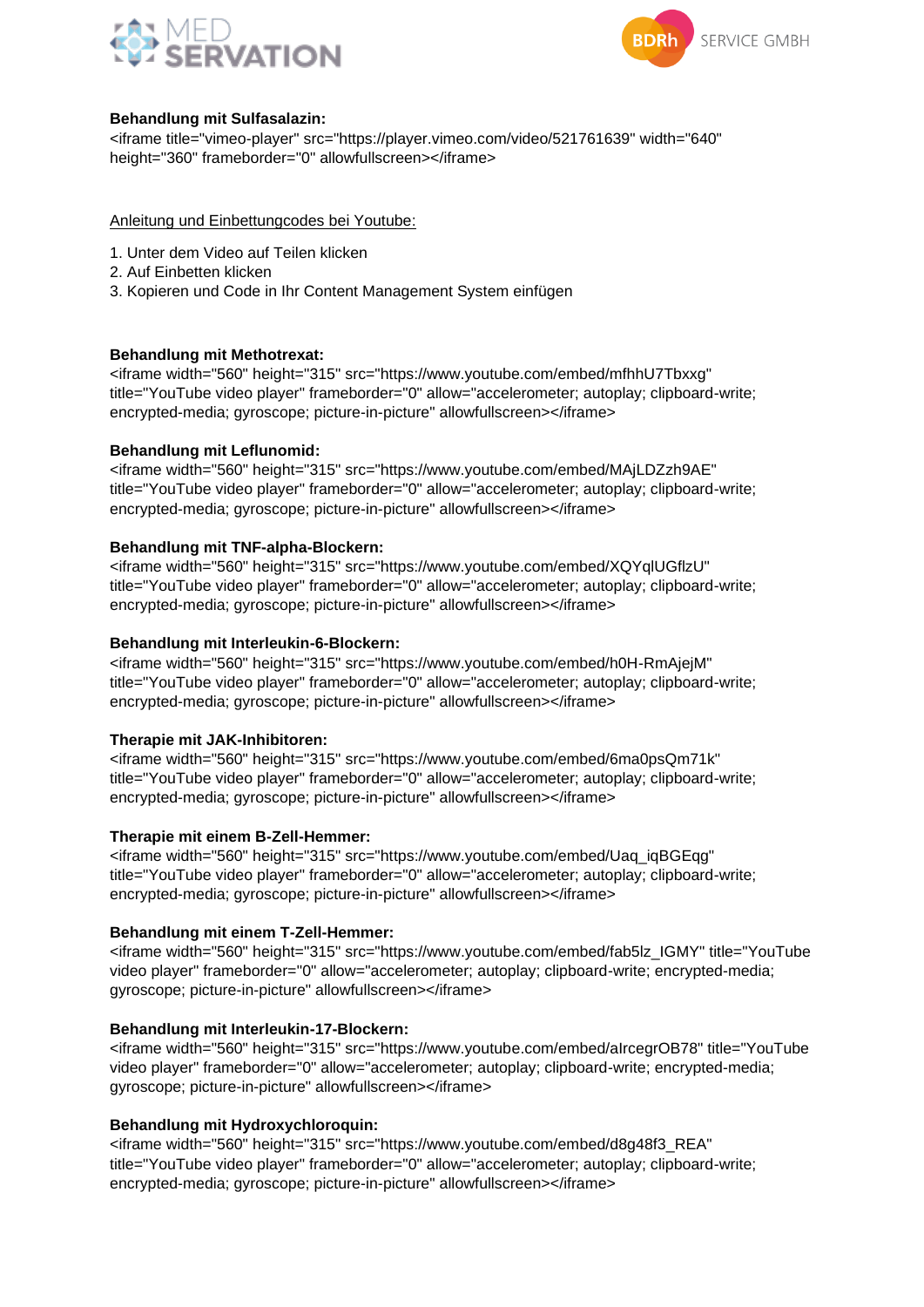**Behandlung mit Sulfasalazin:**
<iframe title="vimeo-player" src="https://player.vimeo.com/video/521761639" width="640" height="360" frameborder="0" allowfullscreen></iframe>

<u>Anleitung und Einbettungcodes bei Youtube:</u>

1. Unter dem Video auf Teilen klicken
2. Auf Einbetten klicken
3. Kopieren und Code in Ihr Content Management System einfügen

**Behandlung mit Methotrexat:**
<iframe width="560" height="315" src="https://www.youtube.com/embed/mfhhU7Tbxxg" title="YouTube video player" frameborder="0" allow="accelerometer; autoplay; clipboard-write; encrypted-media; gyroscope; picture-in-picture" allowfullscreen></iframe>

**Behandlung mit Leflunomid:**
<iframe width="560" height="315" src="https://www.youtube.com/embed/MAjLDZzh9AE" title="YouTube video player" frameborder="0" allow="accelerometer; autoplay; clipboard-write; encrypted-media; gyroscope; picture-in-picture" allowfullscreen></iframe>

**Behandlung mit TNF-alpha-Blockern:**
<iframe width="560" height="315" src="https://www.youtube.com/embed/XQYqlUGflzU" title="YouTube video player" frameborder="0" allow="accelerometer; autoplay; clipboard-write; encrypted-media; gyroscope; picture-in-picture" allowfullscreen></iframe>

**Behandlung mit Interleukin-6-Blockern:**
<iframe width="560" height="315" src="https://www.youtube.com/embed/h0H-RmAjejM" title="YouTube video player" frameborder="0" allow="accelerometer; autoplay; clipboard-write; encrypted-media; gyroscope; picture-in-picture" allowfullscreen></iframe>

**Therapie mit JAK-Inhibitoren:**
<iframe width="560" height="315" src="https://www.youtube.com/embed/6ma0psQm71k" title="YouTube video player" frameborder="0" allow="accelerometer; autoplay; clipboard-write; encrypted-media; gyroscope; picture-in-picture" allowfullscreen></iframe>

**Therapie mit einem B-Zell-Hemmer:**
<iframe width="560" height="315" src="https://www.youtube.com/embed/Uaq_iqBGEqg" title="YouTube video player" frameborder="0" allow="accelerometer; autoplay; clipboard-write; encrypted-media; gyroscope; picture-in-picture" allowfullscreen></iframe>

**Behandlung mit einem T-Zell-Hemmer:**
<iframe width="560" height="315" src="https://www.youtube.com/embed/fab5lz_IGMY" title="YouTube video player" frameborder="0" allow="accelerometer; autoplay; clipboard-write; encrypted-media; gyroscope; picture-in-picture" allowfullscreen></iframe>

**Behandlung mit Interleukin-17-Blockern:**
<iframe width="560" height="315" src="https://www.youtube.com/embed/aIrcegrOB78" title="YouTube video player" frameborder="0" allow="accelerometer; autoplay; clipboard-write; encrypted-media; gyroscope; picture-in-picture" allowfullscreen></iframe>

**Behandlung mit Hydroxychloroquin:**
<iframe width="560" height="315" src="https://www.youtube.com/embed/d8g48f3_REA" title="YouTube video player" frameborder="0" allow="accelerometer; autoplay; clipboard-write; encrypted-media; gyroscope; picture-in-picture" allowfullscreen></iframe>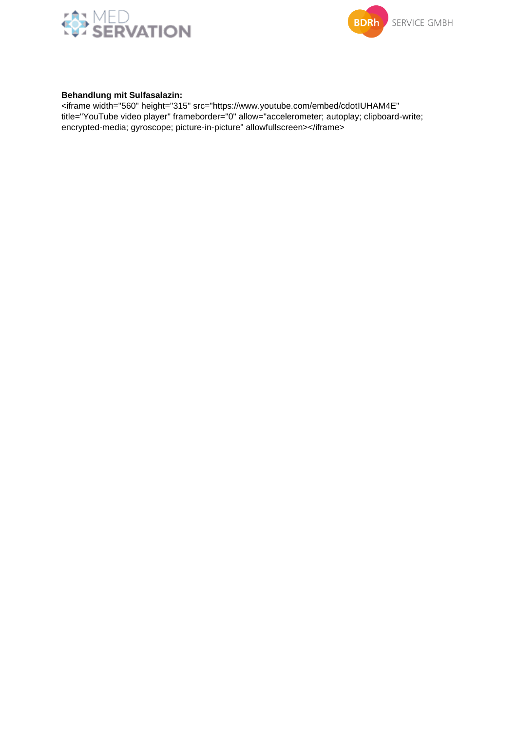**Behandlung mit Sulfasalazin:**

<iframe width="560" height="315" src="https://www.youtube.com/embed/cdotIUHAM4E" title="YouTube video player" frameborder="0" allow="accelerometer; autoplay; clipboard-write; encrypted-media; gyroscope; picture-in-picture" allowfullscreen></iframe>